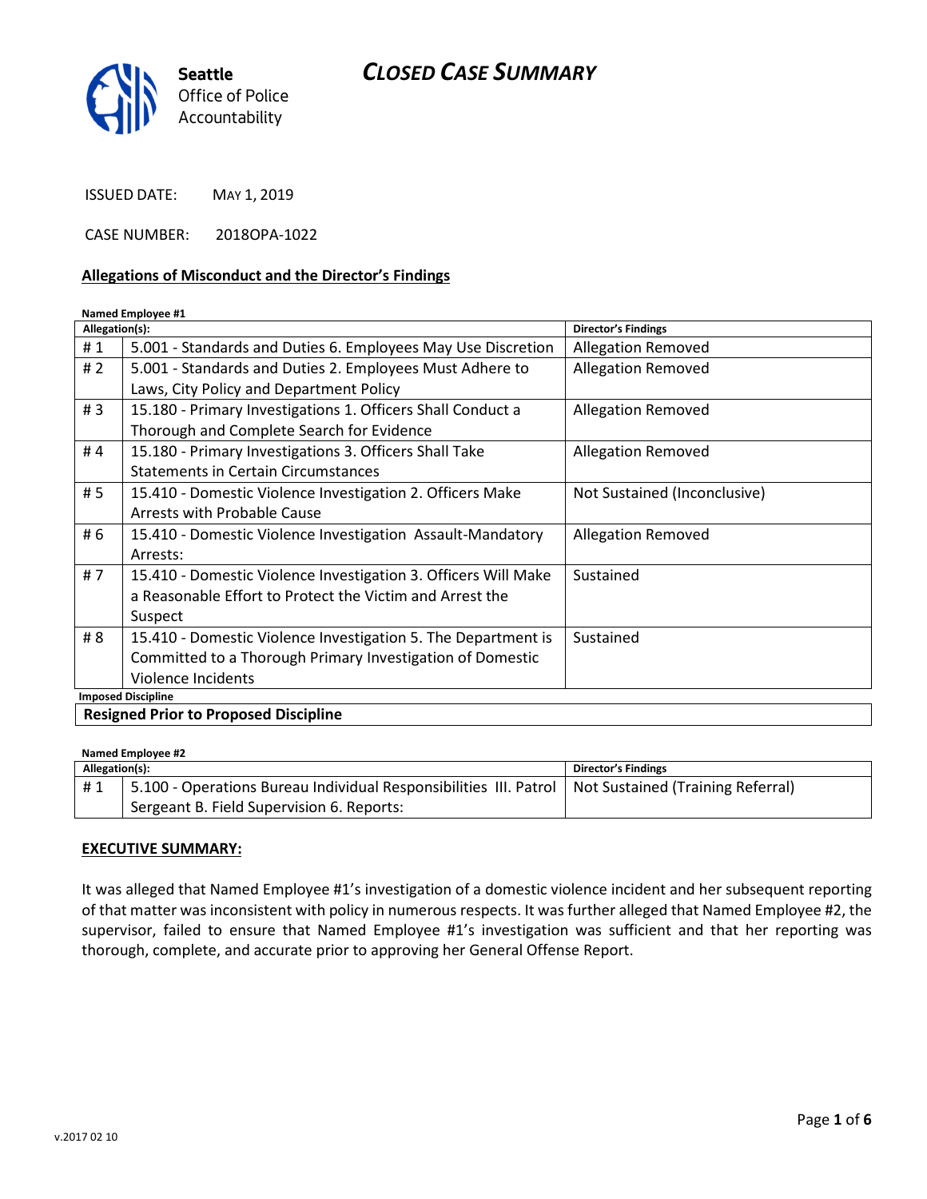Seattle Office of Police Accountability

# CLOSED CASE SUMMARY

ISSUED DATE: MAY 1, 2019

CASE NUMBER: 2018OPA-1022

## Allegations of Misconduct and the Director's Findings

**Named Employee #1**

| Allegation(s): | | Director's Findings |
|---|---|---|
| # 1 | 5.001 - Standards and Duties 6. Employees May Use Discretion | Allegation Removed |
| # 2 | 5.001 - Standards and Duties 2. Employees Must Adhere to Laws, City Policy and Department Policy | Allegation Removed |
| # 3 | 15.180 - Primary Investigations 1. Officers Shall Conduct a Thorough and Complete Search for Evidence | Allegation Removed |
| # 4 | 15.180 - Primary Investigations 3. Officers Shall Take Statements in Certain Circumstances | Allegation Removed |
| # 5 | 15.410 - Domestic Violence Investigation 2. Officers Make Arrests with Probable Cause | Not Sustained (Inconclusive) |
| # 6 | 15.410 - Domestic Violence Investigation Assault-Mandatory Arrests: | Allegation Removed |
| # 7 | 15.410 - Domestic Violence Investigation 3. Officers Will Make a Reasonable Effort to Protect the Victim and Arrest the Suspect | Sustained |
| # 8 | 15.410 - Domestic Violence Investigation 5. The Department is Committed to a Thorough Primary Investigation of Domestic Violence Incidents | Sustained |

**Imposed Discipline**

**Resigned Prior to Proposed Discipline**

**Named Employee #2**

| Allegation(s): | | Director's Findings |
|---|---|---|
| # 1 | 5.100 - Operations Bureau Individual Responsibilities III. Patrol Sergeant B. Field Supervision 6. Reports: | Not Sustained (Training Referral) |

## EXECUTIVE SUMMARY:

It was alleged that Named Employee #1's investigation of a domestic violence incident and her subsequent reporting of that matter was inconsistent with policy in numerous respects. It was further alleged that Named Employee #2, the supervisor, failed to ensure that Named Employee #1's investigation was sufficient and that her reporting was thorough, complete, and accurate prior to approving her General Offense Report.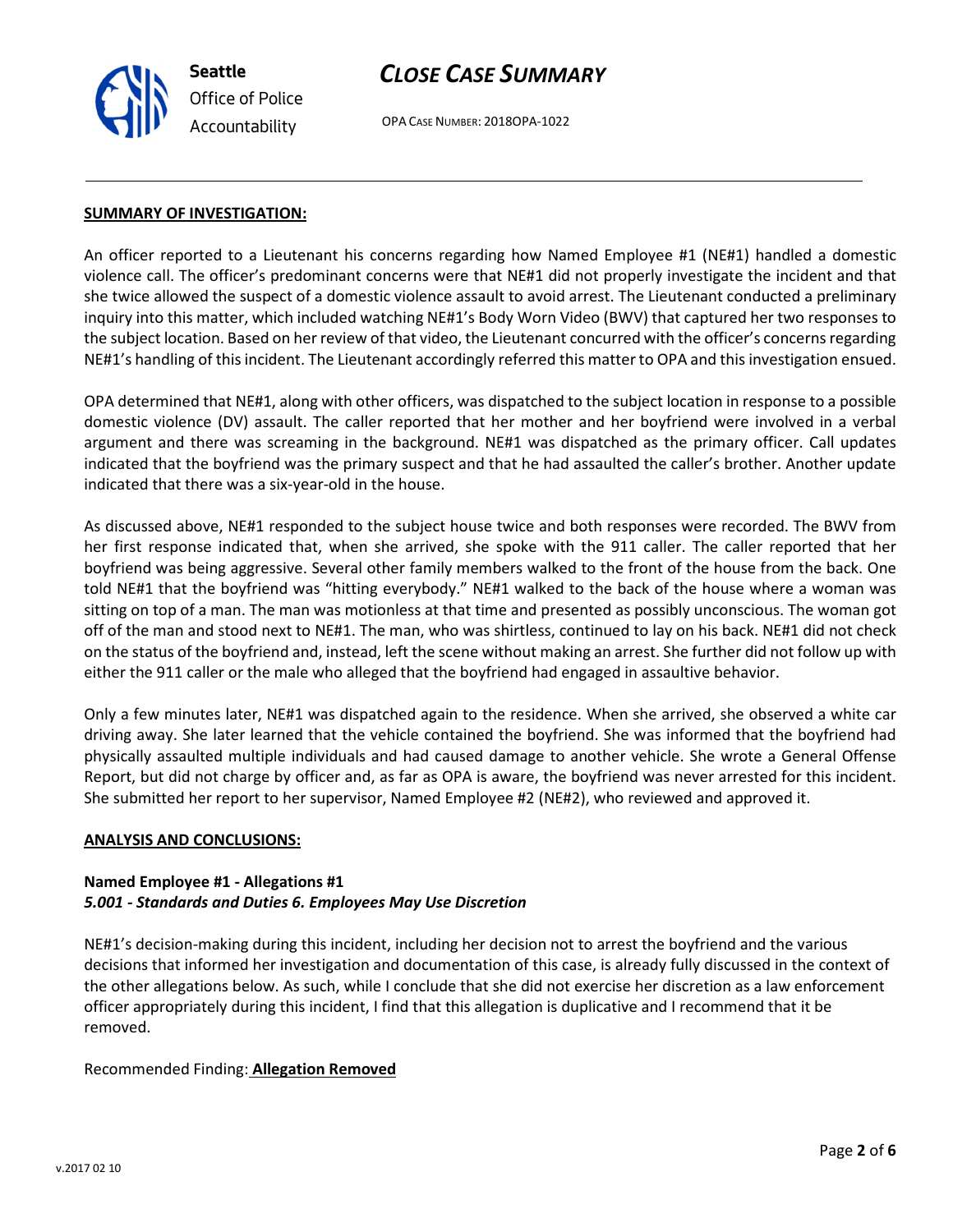**SUMMARY OF INVESTIGATION:**

An officer reported to a Lieutenant his concerns regarding how Named Employee #1 (NE#1) handled a domestic violence call. The officer's predominant concerns were that NE#1 did not properly investigate the incident and that she twice allowed the suspect of a domestic violence assault to avoid arrest. The Lieutenant conducted a preliminary inquiry into this matter, which included watching NE#1's Body Worn Video (BWV) that captured her two responses to the subject location. Based on her review of that video, the Lieutenant concurred with the officer's concerns regarding NE#1's handling of this incident. The Lieutenant accordingly referred this matter to OPA and this investigation ensued.

OPA determined that NE#1, along with other officers, was dispatched to the subject location in response to a possible domestic violence (DV) assault. The caller reported that her mother and her boyfriend were involved in a verbal argument and there was screaming in the background. NE#1 was dispatched as the primary officer. Call updates indicated that the boyfriend was the primary suspect and that he had assaulted the caller's brother. Another update indicated that there was a six-year-old in the house.

As discussed above, NE#1 responded to the subject house twice and both responses were recorded. The BWV from her first response indicated that, when she arrived, she spoke with the 911 caller. The caller reported that her boyfriend was being aggressive. Several other family members walked to the front of the house from the back. One told NE#1 that the boyfriend was "hitting everybody." NE#1 walked to the back of the house where a woman was sitting on top of a man. The man was motionless at that time and presented as possibly unconscious. The woman got off of the man and stood next to NE#1. The man, who was shirtless, continued to lay on his back. NE#1 did not check on the status of the boyfriend and, instead, left the scene without making an arrest. She further did not follow up with either the 911 caller or the male who alleged that the boyfriend had engaged in assaultive behavior.

Only a few minutes later, NE#1 was dispatched again to the residence. When she arrived, she observed a white car driving away. She later learned that the vehicle contained the boyfriend. She was informed that the boyfriend had physically assaulted multiple individuals and had caused damage to another vehicle. She wrote a General Offense Report, but did not charge by officer and, as far as OPA is aware, the boyfriend was never arrested for this incident. She submitted her report to her supervisor, Named Employee #2 (NE#2), who reviewed and approved it.

**ANALYSIS AND CONCLUSIONS:**

**Named Employee #1 - Allegations #1**
***5.001 - Standards and Duties 6. Employees May Use Discretion***

NE#1's decision-making during this incident, including her decision not to arrest the boyfriend and the various decisions that informed her investigation and documentation of this case, is already fully discussed in the context of the other allegations below. As such, while I conclude that she did not exercise her discretion as a law enforcement officer appropriately during this incident, I find that this allegation is duplicative and I recommend that it be removed.

Recommended Finding: **Allegation Removed**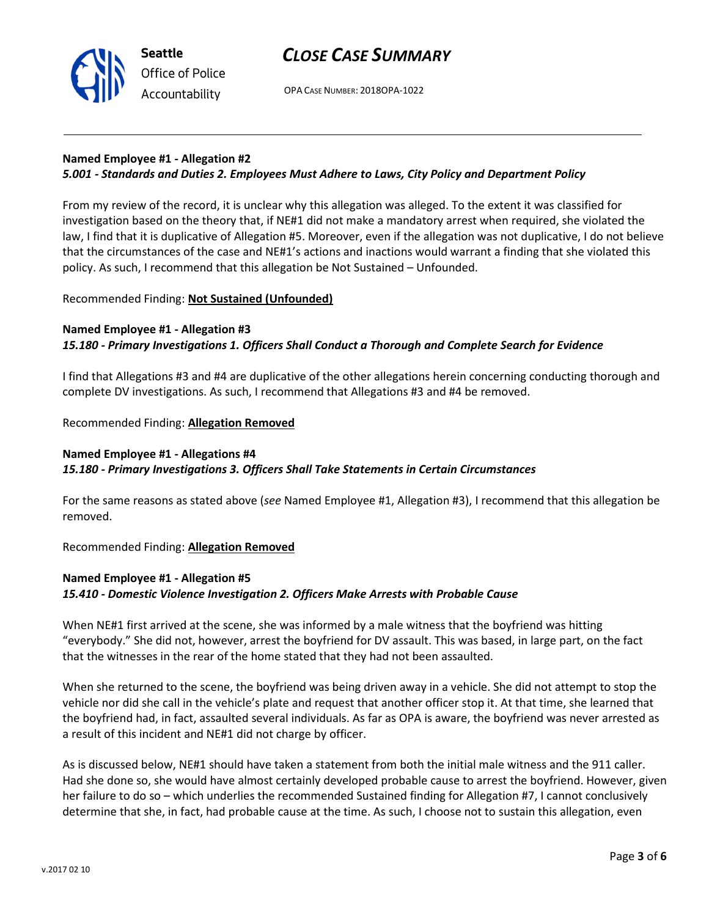**Named Employee #1 - Allegation #2**
***5.001 - Standards and Duties 2. Employees Must Adhere to Laws, City Policy and Department Policy***

From my review of the record, it is unclear why this allegation was alleged. To the extent it was classified for investigation based on the theory that, if NE#1 did not make a mandatory arrest when required, she violated the law, I find that it is duplicative of Allegation #5. Moreover, even if the allegation was not duplicative, I do not believe that the circumstances of the case and NE#1's actions and inactions would warrant a finding that she violated this policy. As such, I recommend that this allegation be Not Sustained – Unfounded.

Recommended Finding: **Not Sustained (Unfounded)**

**Named Employee #1 - Allegation #3**
***15.180 - Primary Investigations 1. Officers Shall Conduct a Thorough and Complete Search for Evidence***

I find that Allegations #3 and #4 are duplicative of the other allegations herein concerning conducting thorough and complete DV investigations. As such, I recommend that Allegations #3 and #4 be removed.

Recommended Finding: **Allegation Removed**

**Named Employee #1 - Allegations #4**
***15.180 - Primary Investigations 3. Officers Shall Take Statements in Certain Circumstances***

For the same reasons as stated above (*see* Named Employee #1, Allegation #3), I recommend that this allegation be removed.

Recommended Finding: **Allegation Removed**

**Named Employee #1 - Allegation #5**
***15.410 - Domestic Violence Investigation 2. Officers Make Arrests with Probable Cause***

When NE#1 first arrived at the scene, she was informed by a male witness that the boyfriend was hitting "everybody." She did not, however, arrest the boyfriend for DV assault. This was based, in large part, on the fact that the witnesses in the rear of the home stated that they had not been assaulted.

When she returned to the scene, the boyfriend was being driven away in a vehicle. She did not attempt to stop the vehicle nor did she call in the vehicle's plate and request that another officer stop it. At that time, she learned that the boyfriend had, in fact, assaulted several individuals. As far as OPA is aware, the boyfriend was never arrested as a result of this incident and NE#1 did not charge by officer.

As is discussed below, NE#1 should have taken a statement from both the initial male witness and the 911 caller. Had she done so, she would have almost certainly developed probable cause to arrest the boyfriend. However, given her failure to do so – which underlies the recommended Sustained finding for Allegation #7, I cannot conclusively determine that she, in fact, had probable cause at the time. As such, I choose not to sustain this allegation, even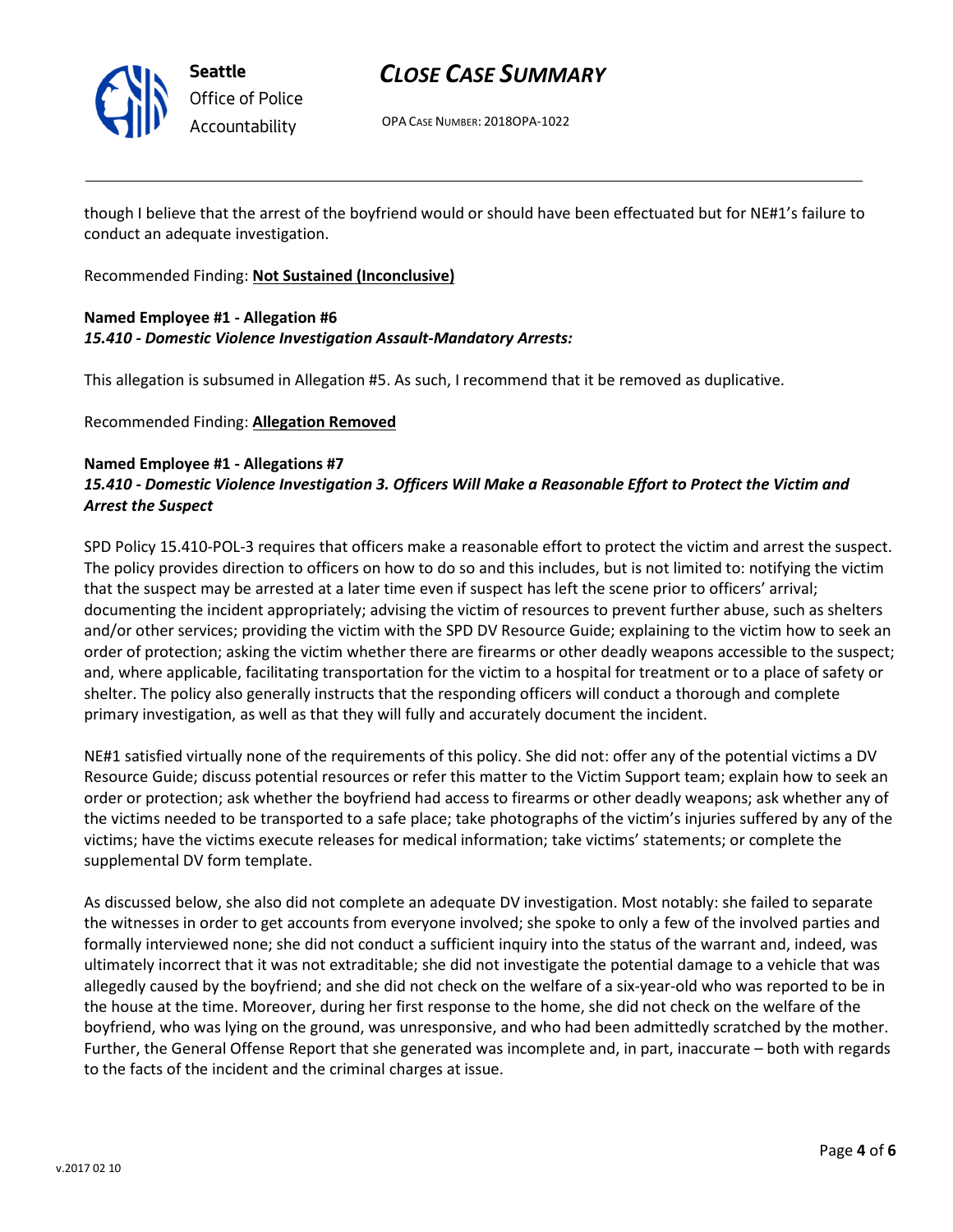though I believe that the arrest of the boyfriend would or should have been effectuated but for NE#1's failure to conduct an adequate investigation.

Recommended Finding: **Not Sustained (Inconclusive)**

**Named Employee #1 - Allegation #6**
***15.410 - Domestic Violence Investigation Assault-Mandatory Arrests:***

This allegation is subsumed in Allegation #5. As such, I recommend that it be removed as duplicative.

Recommended Finding: **Allegation Removed**

**Named Employee #1 - Allegations #7**
***15.410 - Domestic Violence Investigation 3. Officers Will Make a Reasonable Effort to Protect the Victim and Arrest the Suspect***

SPD Policy 15.410-POL-3 requires that officers make a reasonable effort to protect the victim and arrest the suspect. The policy provides direction to officers on how to do so and this includes, but is not limited to: notifying the victim that the suspect may be arrested at a later time even if suspect has left the scene prior to officers' arrival; documenting the incident appropriately; advising the victim of resources to prevent further abuse, such as shelters and/or other services; providing the victim with the SPD DV Resource Guide; explaining to the victim how to seek an order of protection; asking the victim whether there are firearms or other deadly weapons accessible to the suspect; and, where applicable, facilitating transportation for the victim to a hospital for treatment or to a place of safety or shelter. The policy also generally instructs that the responding officers will conduct a thorough and complete primary investigation, as well as that they will fully and accurately document the incident.

NE#1 satisfied virtually none of the requirements of this policy. She did not: offer any of the potential victims a DV Resource Guide; discuss potential resources or refer this matter to the Victim Support team; explain how to seek an order or protection; ask whether the boyfriend had access to firearms or other deadly weapons; ask whether any of the victims needed to be transported to a safe place; take photographs of the victim's injuries suffered by any of the victims; have the victims execute releases for medical information; take victims' statements; or complete the supplemental DV form template.

As discussed below, she also did not complete an adequate DV investigation. Most notably: she failed to separate the witnesses in order to get accounts from everyone involved; she spoke to only a few of the involved parties and formally interviewed none; she did not conduct a sufficient inquiry into the status of the warrant and, indeed, was ultimately incorrect that it was not extraditable; she did not investigate the potential damage to a vehicle that was allegedly caused by the boyfriend; and she did not check on the welfare of a six-year-old who was reported to be in the house at the time. Moreover, during her first response to the home, she did not check on the welfare of the boyfriend, who was lying on the ground, was unresponsive, and who had been admittedly scratched by the mother. Further, the General Offense Report that she generated was incomplete and, in part, inaccurate – both with regards to the facts of the incident and the criminal charges at issue.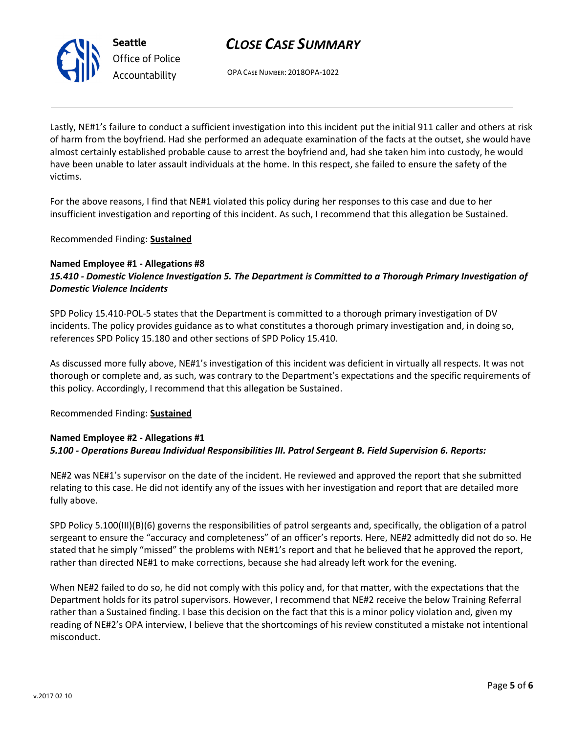Lastly, NE#1's failure to conduct a sufficient investigation into this incident put the initial 911 caller and others at risk of harm from the boyfriend. Had she performed an adequate examination of the facts at the outset, she would have almost certainly established probable cause to arrest the boyfriend and, had she taken him into custody, he would have been unable to later assault individuals at the home. In this respect, she failed to ensure the safety of the victims.

For the above reasons, I find that NE#1 violated this policy during her responses to this case and due to her insufficient investigation and reporting of this incident. As such, I recommend that this allegation be Sustained.

Recommended Finding: **Sustained**

**Named Employee #1 - Allegations #8**
***15.410 - Domestic Violence Investigation 5. The Department is Committed to a Thorough Primary Investigation of Domestic Violence Incidents***

SPD Policy 15.410-POL-5 states that the Department is committed to a thorough primary investigation of DV incidents. The policy provides guidance as to what constitutes a thorough primary investigation and, in doing so, references SPD Policy 15.180 and other sections of SPD Policy 15.410.

As discussed more fully above, NE#1's investigation of this incident was deficient in virtually all respects. It was not thorough or complete and, as such, was contrary to the Department's expectations and the specific requirements of this policy. Accordingly, I recommend that this allegation be Sustained.

Recommended Finding: **Sustained**

**Named Employee #2 - Allegations #1**
***5.100 - Operations Bureau Individual Responsibilities III. Patrol Sergeant B. Field Supervision 6. Reports:***

NE#2 was NE#1's supervisor on the date of the incident. He reviewed and approved the report that she submitted relating to this case. He did not identify any of the issues with her investigation and report that are detailed more fully above.

SPD Policy 5.100(III)(B)(6) governs the responsibilities of patrol sergeants and, specifically, the obligation of a patrol sergeant to ensure the "accuracy and completeness" of an officer's reports. Here, NE#2 admittedly did not do so. He stated that he simply "missed" the problems with NE#1's report and that he believed that he approved the report, rather than directed NE#1 to make corrections, because she had already left work for the evening.

When NE#2 failed to do so, he did not comply with this policy and, for that matter, with the expectations that the Department holds for its patrol supervisors. However, I recommend that NE#2 receive the below Training Referral rather than a Sustained finding. I base this decision on the fact that this is a minor policy violation and, given my reading of NE#2's OPA interview, I believe that the shortcomings of his review constituted a mistake not intentional misconduct.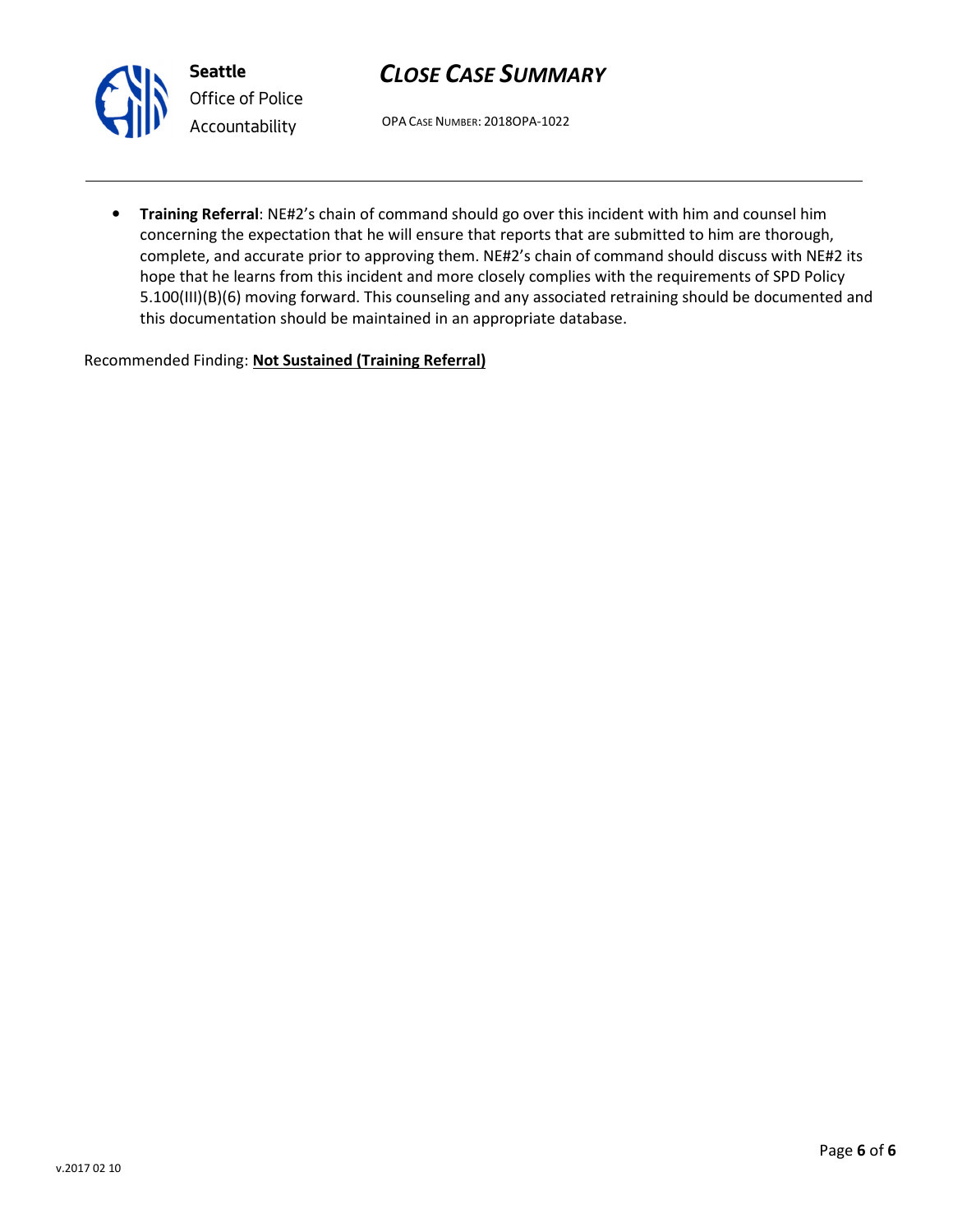- **Training Referral**: NE#2's chain of command should go over this incident with him and counsel him concerning the expectation that he will ensure that reports that are submitted to him are thorough, complete, and accurate prior to approving them. NE#2's chain of command should discuss with NE#2 its hope that he learns from this incident and more closely complies with the requirements of SPD Policy 5.100(III)(B)(6) moving forward. This counseling and any associated retraining should be documented and this documentation should be maintained in an appropriate database.

Recommended Finding: **Not Sustained (Training Referral)**